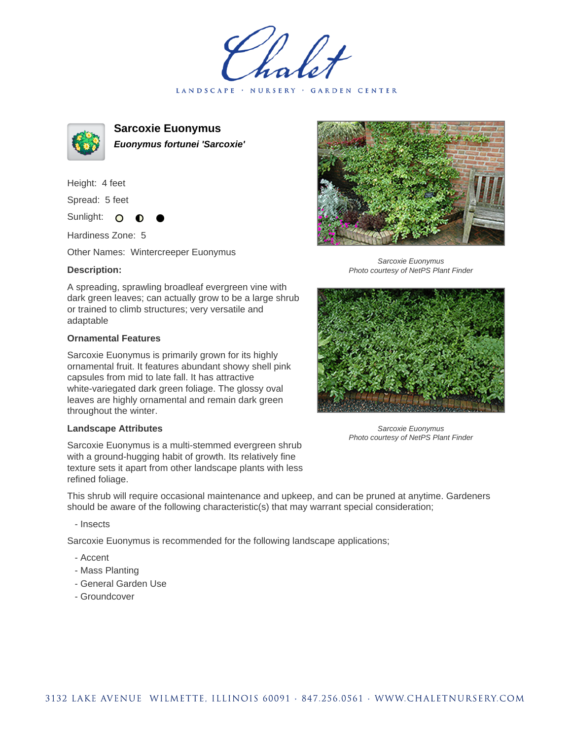# Sarcoxie Euonymus

***Euonymus fortunei 'Sarcoxie'***

Height: 4 feet

Spread: 5 feet

Sunlight: ○ ◐ ●

Hardiness Zone: 5

Other Names: Wintercreeper Euonymus

**Description:**

A spreading, sprawling broadleaf evergreen vine with dark green leaves; can actually grow to be a large shrub or trained to climb structures; very versatile and adaptable

*Sarcoxie Euonymus*
*Photo courtesy of NetPS Plant Finder*

### Ornamental Features

Sarcoxie Euonymus is primarily grown for its highly ornamental fruit. It features abundant showy shell pink capsules from mid to late fall. It has attractive white-variegated dark green foliage. The glossy oval leaves are highly ornamental and remain dark green throughout the winter.

*Sarcoxie Euonymus*
*Photo courtesy of NetPS Plant Finder*

### Landscape Attributes

Sarcoxie Euonymus is a multi-stemmed evergreen shrub with a ground-hugging habit of growth. Its relatively fine texture sets it apart from other landscape plants with less refined foliage.

This shrub will require occasional maintenance and upkeep, and can be pruned at anytime. Gardeners should be aware of the following characteristic(s) that may warrant special consideration;

- Insects

Sarcoxie Euonymus is recommended for the following landscape applications;

- Accent
- Mass Planting
- General Garden Use
- Groundcover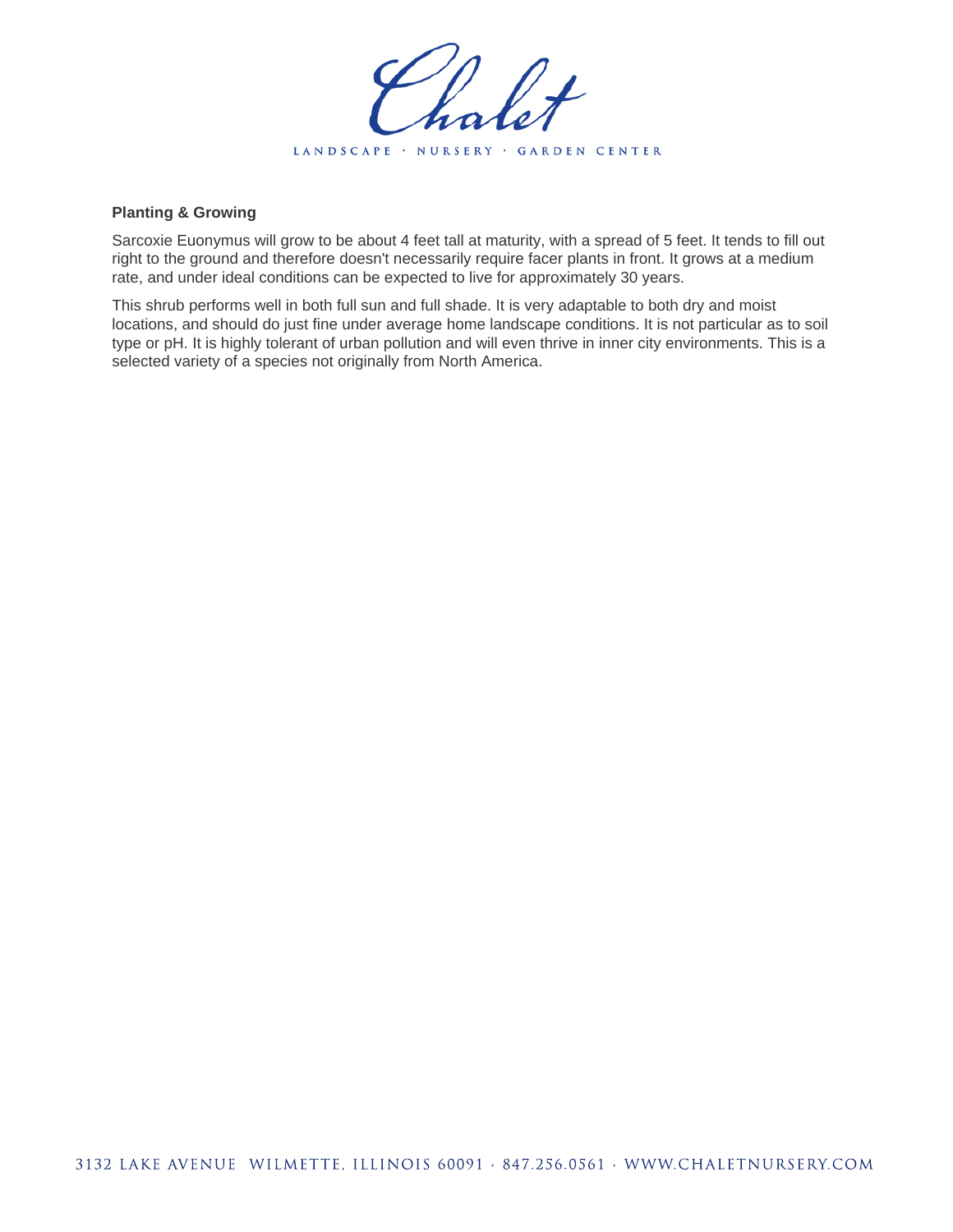**Planting & Growing**

Sarcoxie Euonymus will grow to be about 4 feet tall at maturity, with a spread of 5 feet. It tends to fill out right to the ground and therefore doesn't necessarily require facer plants in front. It grows at a medium rate, and under ideal conditions can be expected to live for approximately 30 years.

This shrub performs well in both full sun and full shade. It is very adaptable to both dry and moist locations, and should do just fine under average home landscape conditions. It is not particular as to soil type or pH. It is highly tolerant of urban pollution and will even thrive in inner city environments. This is a selected variety of a species not originally from North America.